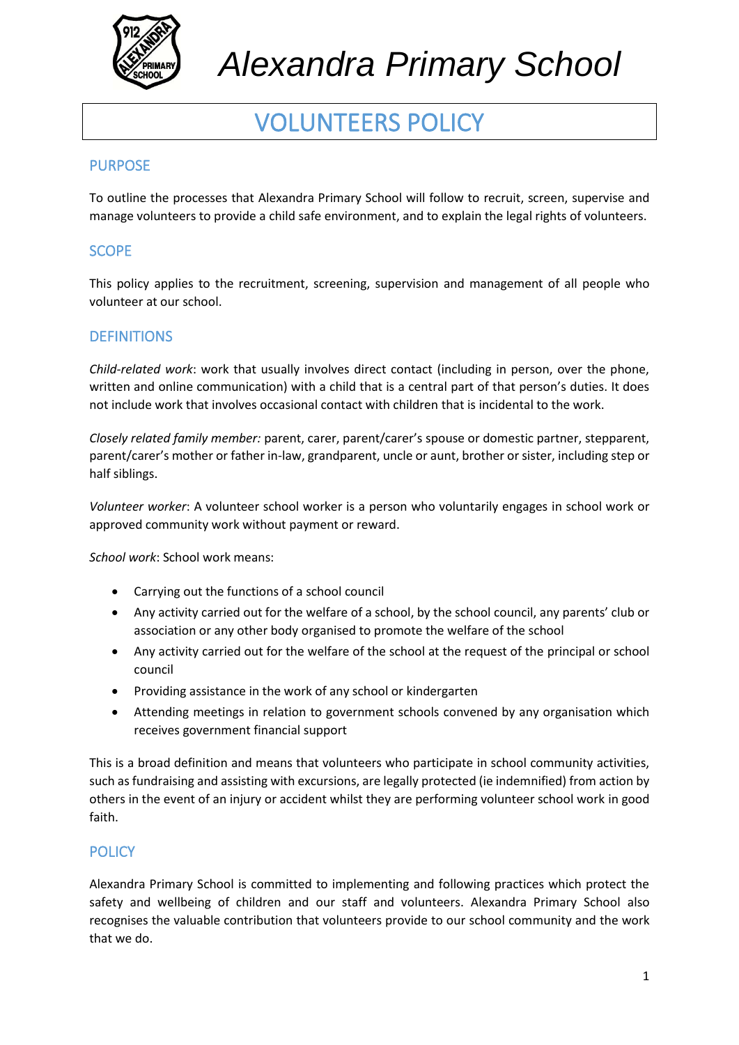# Alexandra Primary School

## VOLUNTEERS POLICY

### PURPOSE

To outline the processes that Alexandra Primary School will follow to recruit, screen, supervise and manage volunteers to provide a child safe environment, and to explain the legal rights of volunteers.

### SCOPE

This policy applies to the recruitment, screening, supervision and management of all people who volunteer at our school.

### DEFINITIONS

*Child-related work*: work that usually involves direct contact (including in person, over the phone, written and online communication) with a child that is a central part of that person's duties. It does not include work that involves occasional contact with children that is incidental to the work.

*Closely related family member:* parent, carer, parent/carer's spouse or domestic partner, stepparent, parent/carer's mother or father in-law, grandparent, uncle or aunt, brother or sister, including step or half siblings.

*Volunteer worker*: A volunteer school worker is a person who voluntarily engages in school work or approved community work without payment or reward.

*School work*: School work means:

- Carrying out the functions of a school council
- Any activity carried out for the welfare of a school, by the school council, any parents' club or association or any other body organised to promote the welfare of the school
- Any activity carried out for the welfare of the school at the request of the principal or school council
- Providing assistance in the work of any school or kindergarten
- Attending meetings in relation to government schools convened by any organisation which receives government financial support

This is a broad definition and means that volunteers who participate in school community activities, such as fundraising and assisting with excursions, are legally protected (ie indemnified) from action by others in the event of an injury or accident whilst they are performing volunteer school work in good faith.

### POLICY

Alexandra Primary School is committed to implementing and following practices which protect the safety and wellbeing of children and our staff and volunteers. Alexandra Primary School also recognises the valuable contribution that volunteers provide to our school community and the work that we do.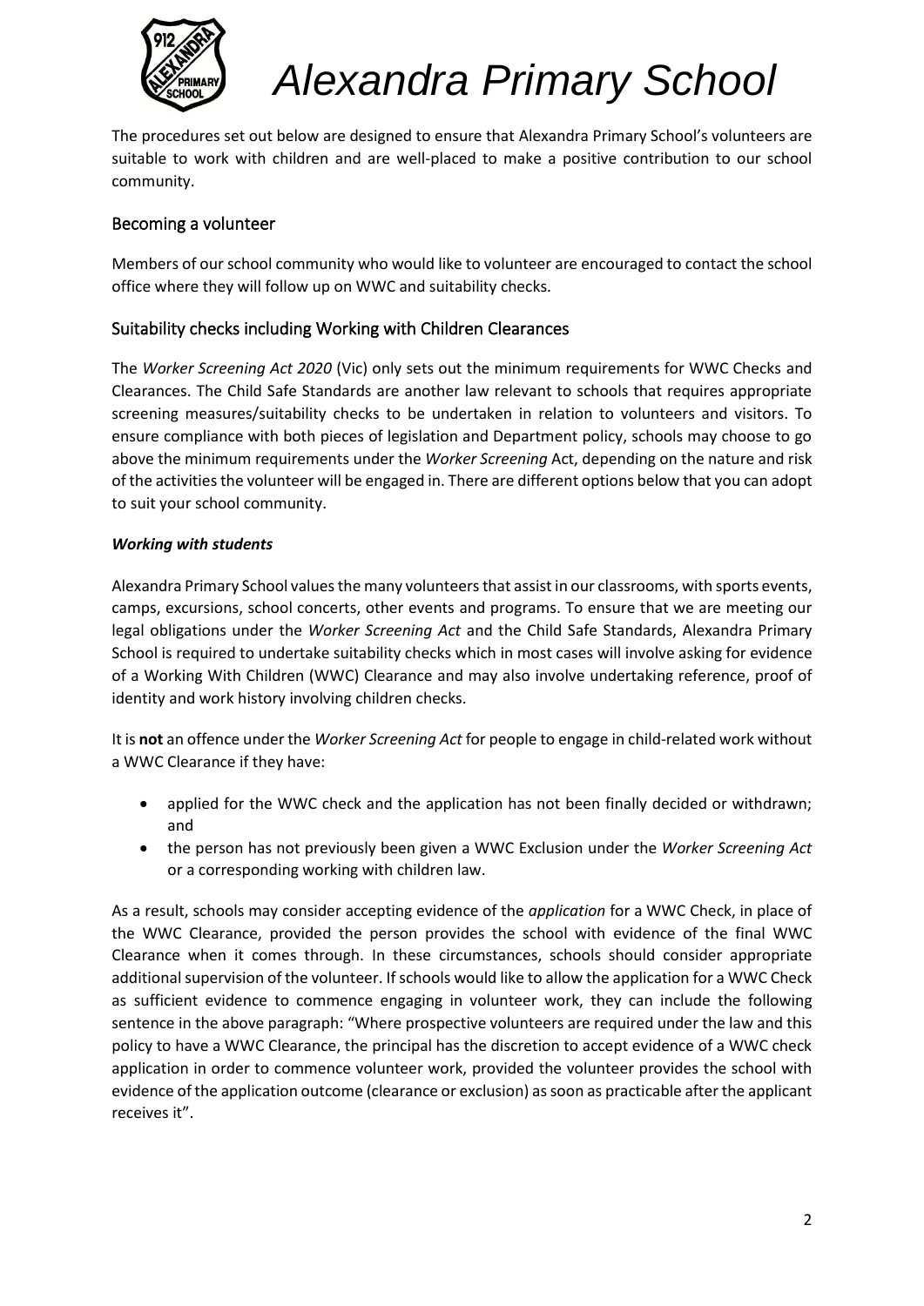The procedures set out below are designed to ensure that Alexandra Primary School's volunteers are suitable to work with children and are well-placed to make a positive contribution to our school community.

## Becoming a volunteer

Members of our school community who would like to volunteer are encouraged to contact the school office where they will follow up on WWC and suitability checks.

## Suitability checks including Working with Children Clearances

The *Worker Screening Act 2020* (Vic) only sets out the minimum requirements for WWC Checks and Clearances. The Child Safe Standards are another law relevant to schools that requires appropriate screening measures/suitability checks to be undertaken in relation to volunteers and visitors. To ensure compliance with both pieces of legislation and Department policy, schools may choose to go above the minimum requirements under the *Worker Screening* Act, depending on the nature and risk of the activities the volunteer will be engaged in. There are different options below that you can adopt to suit your school community.

***Working with students***

Alexandra Primary School values the many volunteers that assist in our classrooms, with sports events, camps, excursions, school concerts, other events and programs. To ensure that we are meeting our legal obligations under the *Worker Screening Act* and the Child Safe Standards, Alexandra Primary School is required to undertake suitability checks which in most cases will involve asking for evidence of a Working With Children (WWC) Clearance and may also involve undertaking reference, proof of identity and work history involving children checks.

It is **not** an offence under the *Worker Screening Act* for people to engage in child-related work without a WWC Clearance if they have:

- applied for the WWC check and the application has not been finally decided or withdrawn; and
- the person has not previously been given a WWC Exclusion under the *Worker Screening Act* or a corresponding working with children law.

As a result, schools may consider accepting evidence of the *application* for a WWC Check, in place of the WWC Clearance, provided the person provides the school with evidence of the final WWC Clearance when it comes through. In these circumstances, schools should consider appropriate additional supervision of the volunteer. If schools would like to allow the application for a WWC Check as sufficient evidence to commence engaging in volunteer work, they can include the following sentence in the above paragraph: "Where prospective volunteers are required under the law and this policy to have a WWC Clearance, the principal has the discretion to accept evidence of a WWC check application in order to commence volunteer work, provided the volunteer provides the school with evidence of the application outcome (clearance or exclusion) as soon as practicable after the applicant receives it".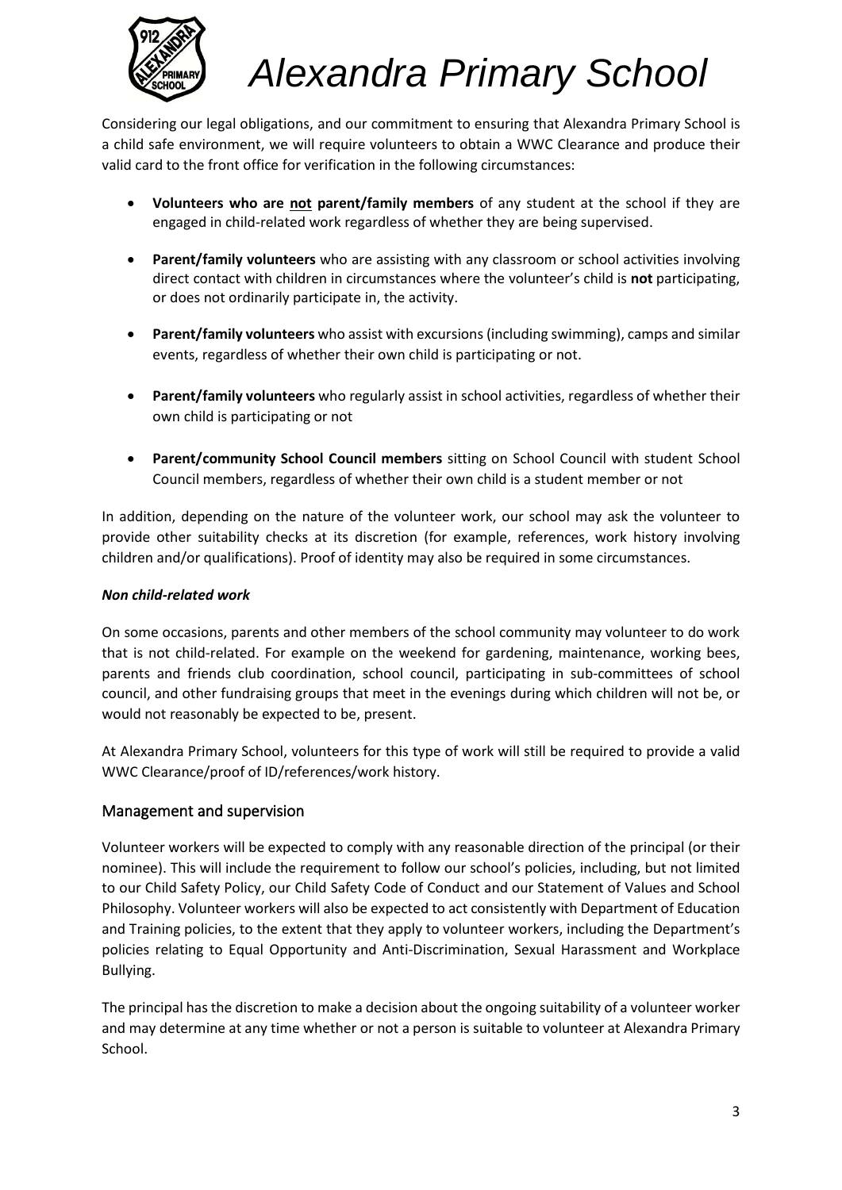Considering our legal obligations, and our commitment to ensuring that Alexandra Primary School is a child safe environment, we will require volunteers to obtain a WWC Clearance and produce their valid card to the front office for verification in the following circumstances:

- **Volunteers who are <u>not</u> parent/family members** of any student at the school if they are engaged in child-related work regardless of whether they are being supervised.
- **Parent/family volunteers** who are assisting with any classroom or school activities involving direct contact with children in circumstances where the volunteer's child is **not** participating, or does not ordinarily participate in, the activity.
- **Parent/family volunteers** who assist with excursions (including swimming), camps and similar events, regardless of whether their own child is participating or not.
- **Parent/family volunteers** who regularly assist in school activities, regardless of whether their own child is participating or not
- **Parent/community School Council members** sitting on School Council with student School Council members, regardless of whether their own child is a student member or not

In addition, depending on the nature of the volunteer work, our school may ask the volunteer to provide other suitability checks at its discretion (for example, references, work history involving children and/or qualifications). Proof of identity may also be required in some circumstances.

***Non child-related work***

On some occasions, parents and other members of the school community may volunteer to do work that is not child-related. For example on the weekend for gardening, maintenance, working bees, parents and friends club coordination, school council, participating in sub-committees of school council, and other fundraising groups that meet in the evenings during which children will not be, or would not reasonably be expected to be, present.

At Alexandra Primary School, volunteers for this type of work will still be required to provide a valid WWC Clearance/proof of ID/references/work history.

## Management and supervision

Volunteer workers will be expected to comply with any reasonable direction of the principal (or their nominee). This will include the requirement to follow our school's policies, including, but not limited to our Child Safety Policy, our Child Safety Code of Conduct and our Statement of Values and School Philosophy. Volunteer workers will also be expected to act consistently with Department of Education and Training policies, to the extent that they apply to volunteer workers, including the Department's policies relating to Equal Opportunity and Anti-Discrimination, Sexual Harassment and Workplace Bullying.

The principal has the discretion to make a decision about the ongoing suitability of a volunteer worker and may determine at any time whether or not a person is suitable to volunteer at Alexandra Primary School.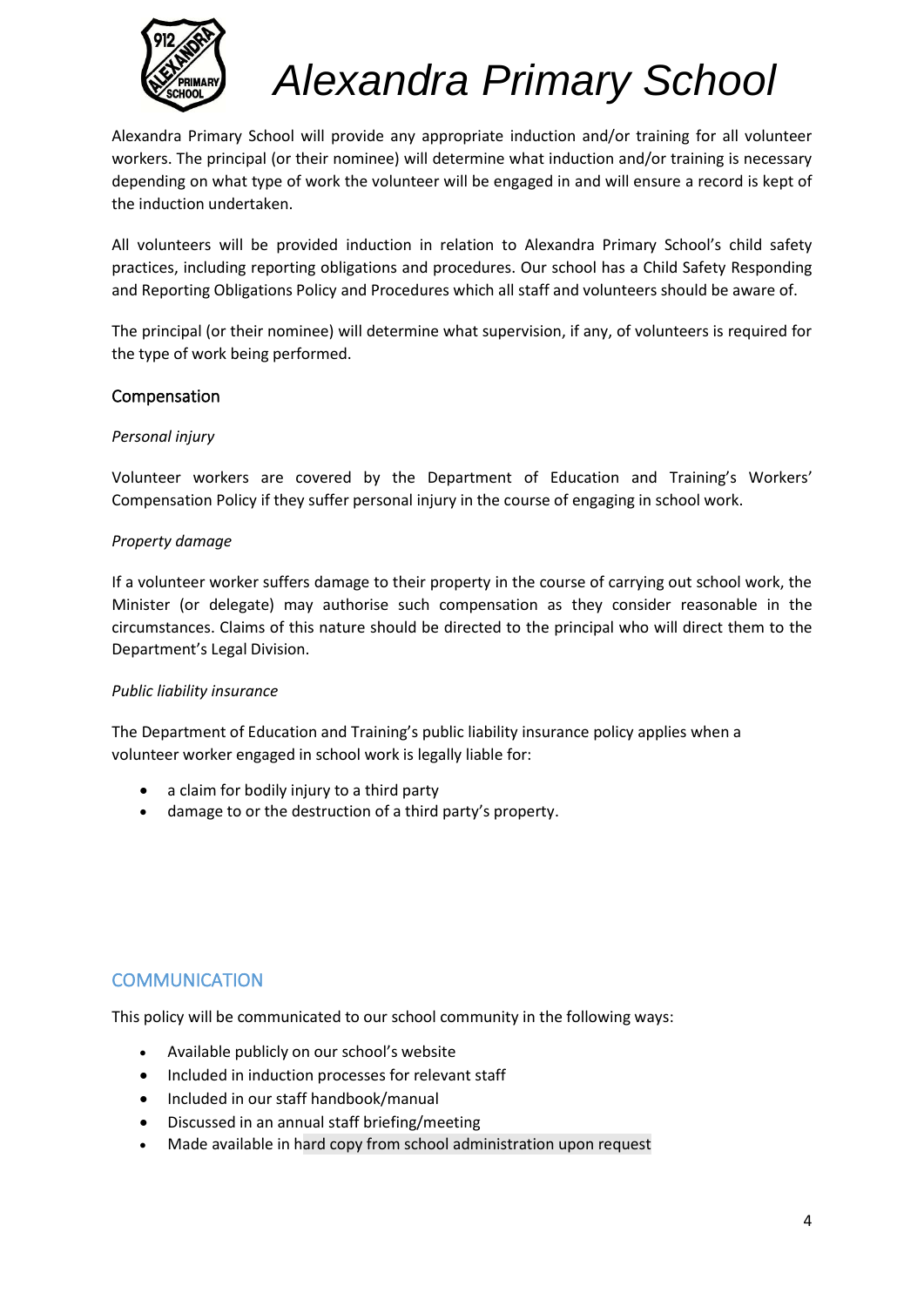Alexandra Primary School will provide any appropriate induction and/or training for all volunteer workers. The principal (or their nominee) will determine what induction and/or training is necessary depending on what type of work the volunteer will be engaged in and will ensure a record is kept of the induction undertaken.

All volunteers will be provided induction in relation to Alexandra Primary School's child safety practices, including reporting obligations and procedures. Our school has a Child Safety Responding and Reporting Obligations Policy and Procedures which all staff and volunteers should be aware of.

The principal (or their nominee) will determine what supervision, if any, of volunteers is required for the type of work being performed.

### Compensation

*Personal injury*

Volunteer workers are covered by the Department of Education and Training's Workers' Compensation Policy if they suffer personal injury in the course of engaging in school work.

*Property damage*

If a volunteer worker suffers damage to their property in the course of carrying out school work, the Minister (or delegate) may authorise such compensation as they consider reasonable in the circumstances. Claims of this nature should be directed to the principal who will direct them to the Department's Legal Division.

*Public liability insurance*

The Department of Education and Training's public liability insurance policy applies when a volunteer worker engaged in school work is legally liable for:

- a claim for bodily injury to a third party
- damage to or the destruction of a third party's property.

## COMMUNICATION

This policy will be communicated to our school community in the following ways:

- Available publicly on our school's website
- Included in induction processes for relevant staff
- Included in our staff handbook/manual
- Discussed in an annual staff briefing/meeting
- Made available in hard copy from school administration upon request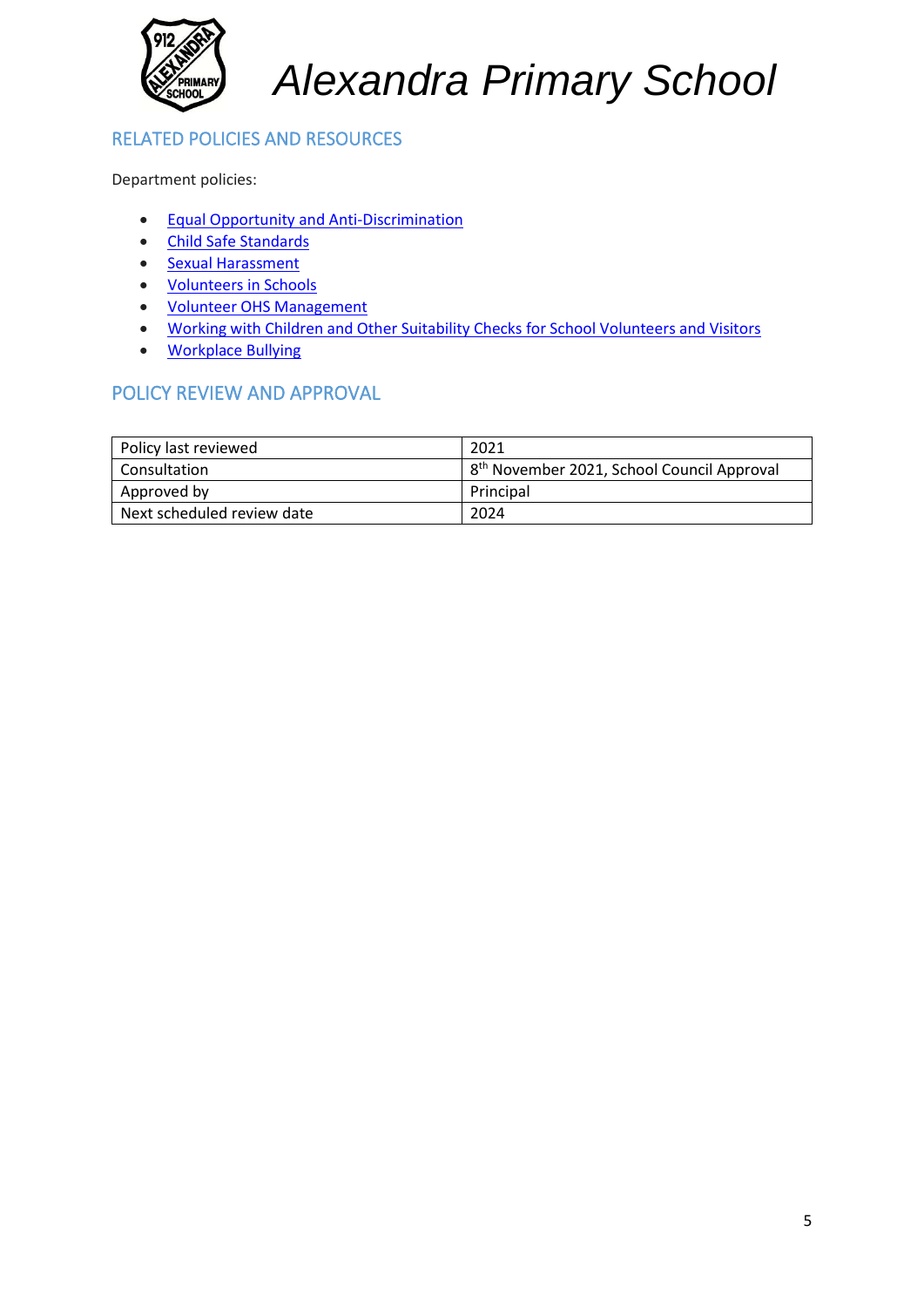## RELATED POLICIES AND RESOURCES

Department policies:

- Equal Opportunity and Anti-Discrimination
- Child Safe Standards
- Sexual Harassment
- Volunteers in Schools
- Volunteer OHS Management
- Working with Children and Other Suitability Checks for School Volunteers and Visitors
- Workplace Bullying

## POLICY REVIEW AND APPROVAL

| | |
|---|---|
| Policy last reviewed | 2021 |
| Consultation | 8th November 2021, School Council Approval |
| Approved by | Principal |
| Next scheduled review date | 2024 |